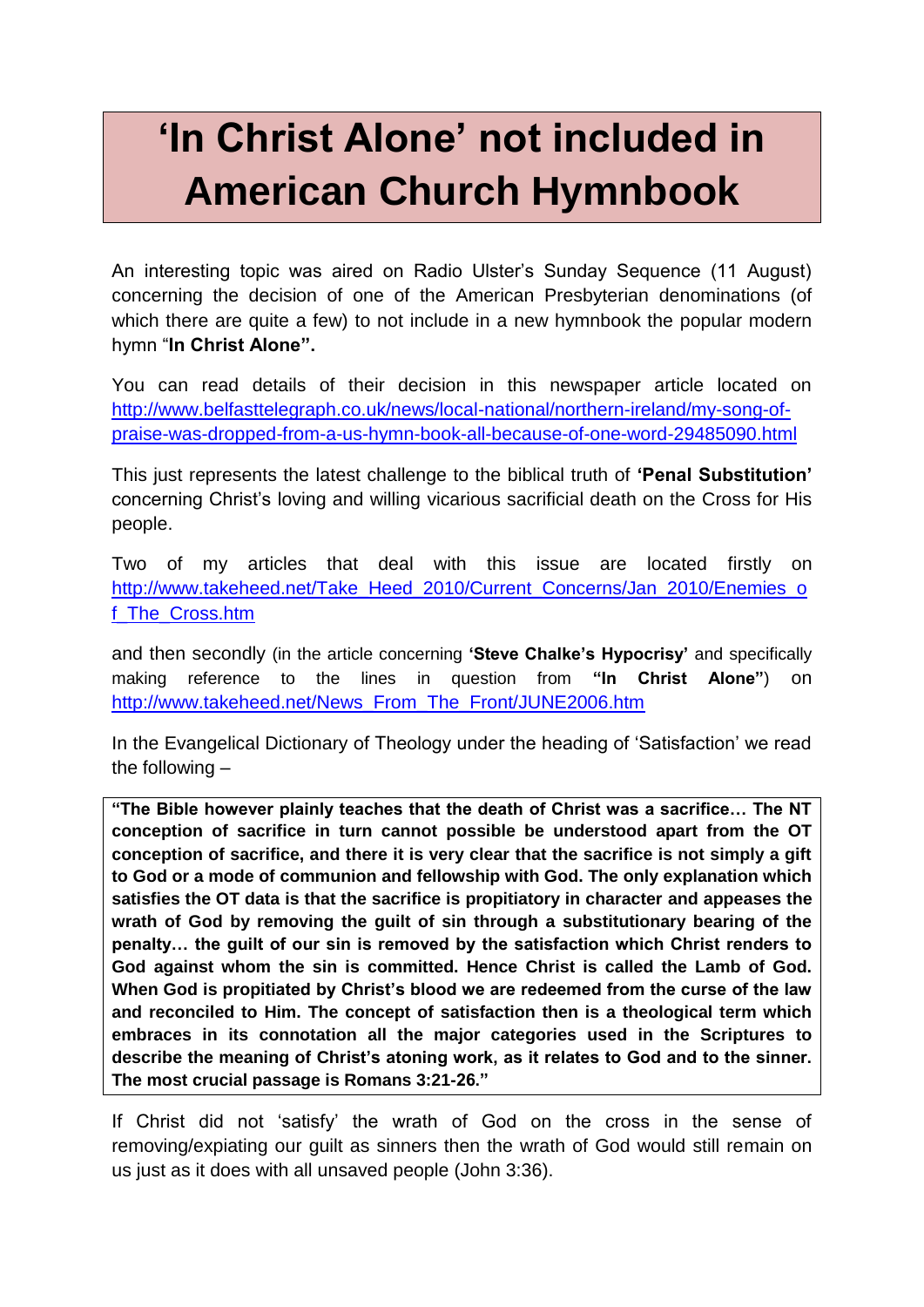# 'In Christ Alone' not included in American Church Hymnbook

An interesting topic was aired on Radio Ulster's Sunday Sequence (11 August) concerning the decision of one of the American Presbyterian denominations (of which there are quite a few) to not include in a new hymnbook the popular modern hymn "**In Christ Alone".**

You can read details of their decision in this newspaper article located on http://www.belfasttelegraph.co.uk/news/local-national/northern-ireland/my-song-of-praise-was-dropped-from-a-us-hymn-book-all-because-of-one-word-29485090.html

This just represents the latest challenge to the biblical truth of **'Penal Substitution'** concerning Christ's loving and willing vicarious sacrificial death on the Cross for His people.

Two of my articles that deal with this issue are located firstly on http://www.takeheed.net/Take_Heed_2010/Current_Concerns/Jan_2010/Enemies_of_The_Cross.htm

and then secondly (in the article concerning **'Steve Chalke's Hypocrisy'** and specifically making reference to the lines in question from **"In Christ Alone"**) on http://www.takeheed.net/News_From_The_Front/JUNE2006.htm

In the Evangelical Dictionary of Theology under the heading of 'Satisfaction' we read the following –

> **"The Bible however plainly teaches that the death of Christ was a sacrifice… The NT conception of sacrifice in turn cannot possible be understood apart from the OT conception of sacrifice, and there it is very clear that the sacrifice is not simply a gift to God or a mode of communion and fellowship with God. The only explanation which satisfies the OT data is that the sacrifice is propitiatory in character and appeases the wrath of God by removing the guilt of sin through a substitutionary bearing of the penalty… the guilt of our sin is removed by the satisfaction which Christ renders to God against whom the sin is committed. Hence Christ is called the Lamb of God. When God is propitiated by Christ's blood we are redeemed from the curse of the law and reconciled to Him. The concept of satisfaction then is a theological term which embraces in its connotation all the major categories used in the Scriptures to describe the meaning of Christ's atoning work, as it relates to God and to the sinner. The most crucial passage is Romans 3:21-26."**

If Christ did not 'satisfy' the wrath of God on the cross in the sense of removing/expiating our guilt as sinners then the wrath of God would still remain on us just as it does with all unsaved people (John 3:36).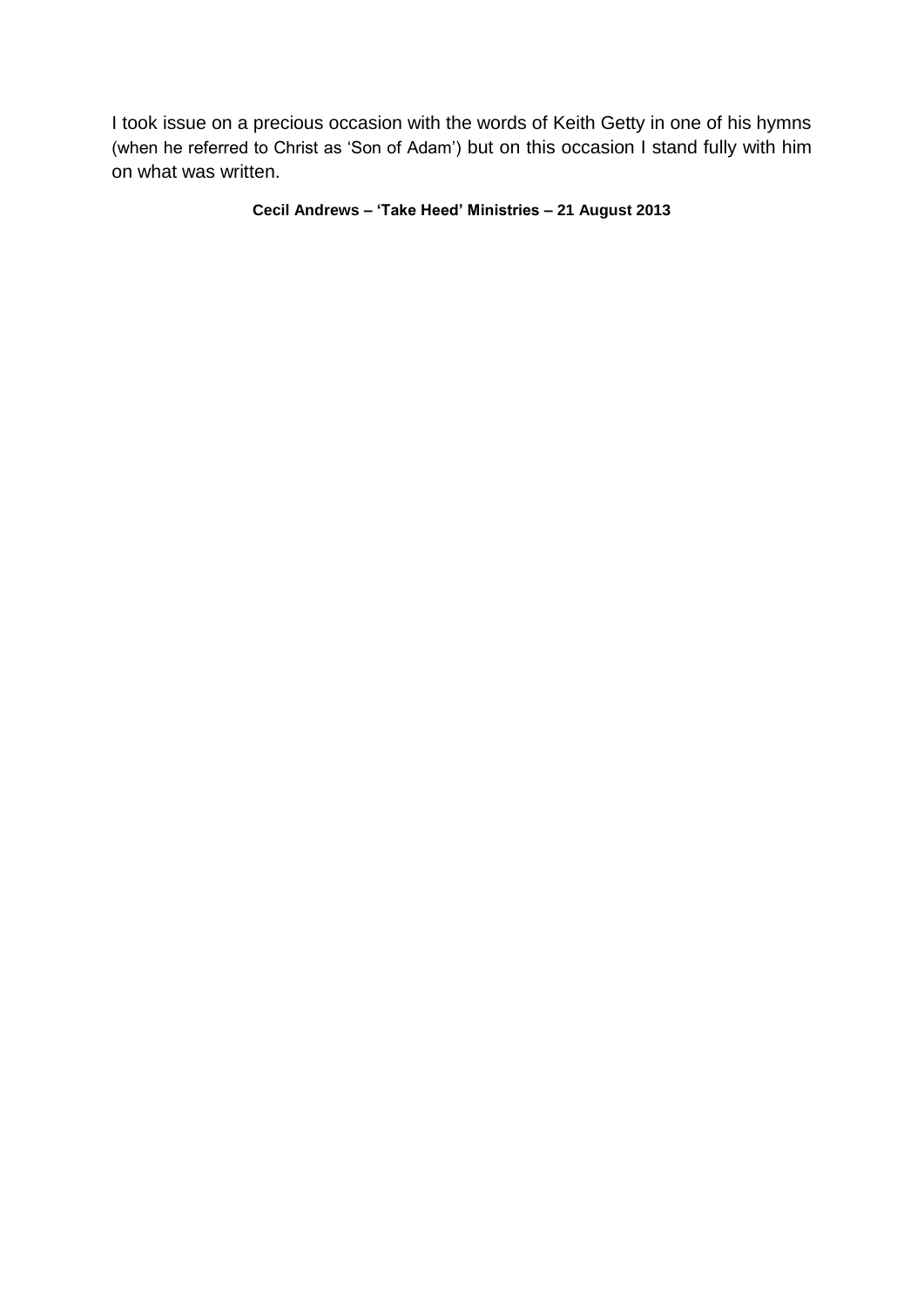I took issue on a precious occasion with the words of Keith Getty in one of his hymns (when he referred to Christ as 'Son of Adam') but on this occasion I stand fully with him on what was written.

**Cecil Andrews – 'Take Heed' Ministries – 21 August 2013**